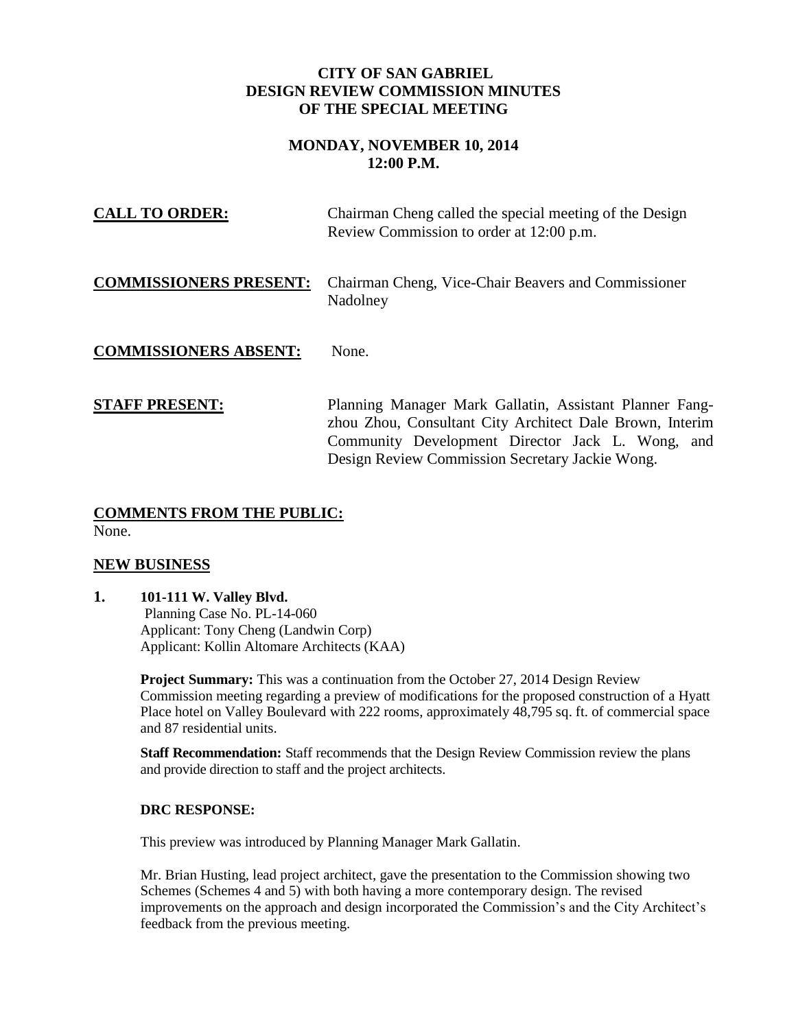# CITY OF SAN GABRIEL
## DESIGN REVIEW COMMISSION MINUTES
## OF THE SPECIAL MEETING

**MONDAY, NOVEMBER 10, 2014**
**12:00 P.M.**

**CALL TO ORDER:** Chairman Cheng called the special meeting of the Design Review Commission to order at 12:00 p.m.

**COMMISSIONERS PRESENT:** Chairman Cheng, Vice-Chair Beavers and Commissioner Nadolney

**COMMISSIONERS ABSENT:** None.

**STAFF PRESENT:** Planning Manager Mark Gallatin, Assistant Planner Fang-zhou Zhou, Consultant City Architect Dale Brown, Interim Community Development Director Jack L. Wong, and Design Review Commission Secretary Jackie Wong.

**COMMENTS FROM THE PUBLIC:**
None.

**NEW BUSINESS**

**1. 101-111 W. Valley Blvd.**
Planning Case No. PL-14-060
Applicant: Tony Cheng (Landwin Corp)
Applicant: Kollin Altomare Architects (KAA)

**Project Summary:** This was a continuation from the October 27, 2014 Design Review Commission meeting regarding a preview of modifications for the proposed construction of a Hyatt Place hotel on Valley Boulevard with 222 rooms, approximately 48,795 sq. ft. of commercial space and 87 residential units.

**Staff Recommendation:** Staff recommends that the Design Review Commission review the plans and provide direction to staff and the project architects.

**DRC RESPONSE:**

This preview was introduced by Planning Manager Mark Gallatin.

Mr. Brian Husting, lead project architect, gave the presentation to the Commission showing two Schemes (Schemes 4 and 5) with both having a more contemporary design. The revised improvements on the approach and design incorporated the Commission's and the City Architect's feedback from the previous meeting.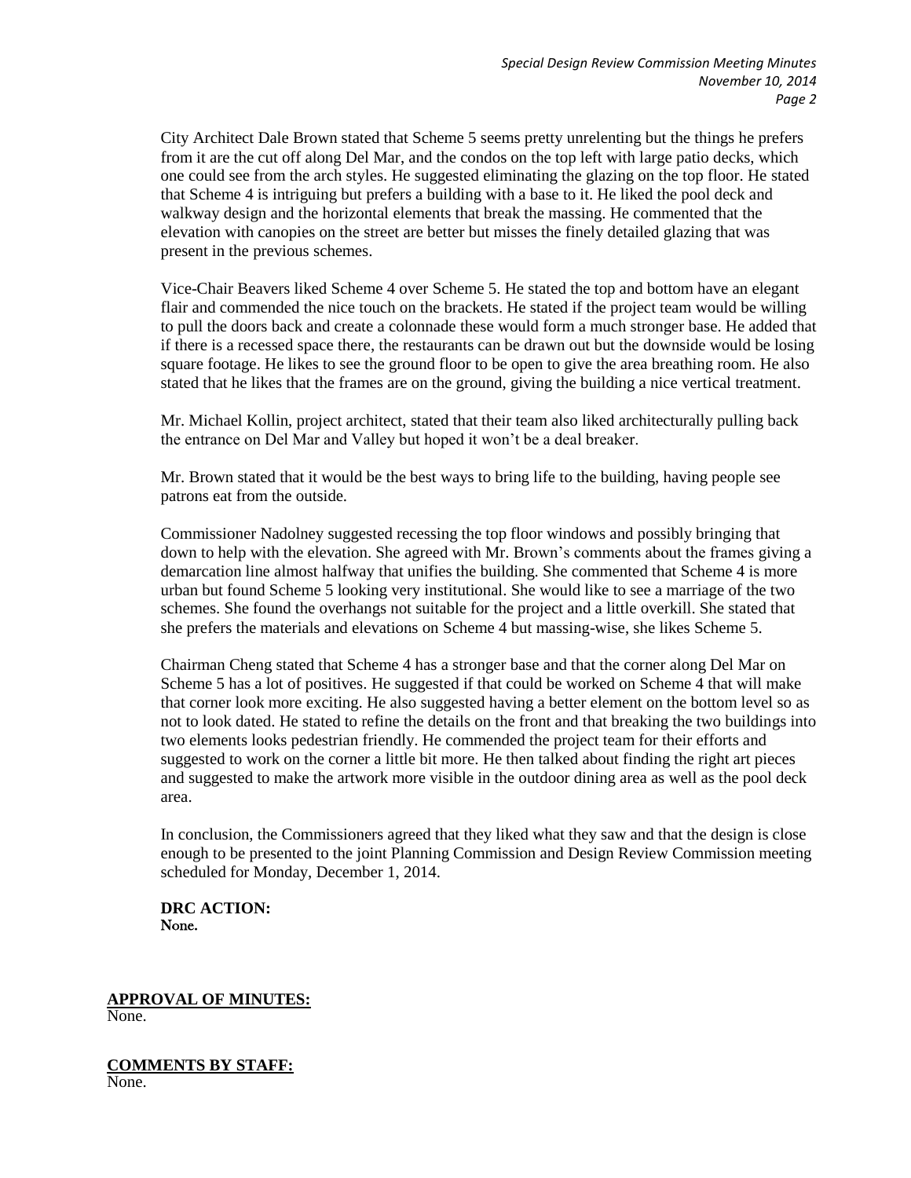City Architect Dale Brown stated that Scheme 5 seems pretty unrelenting but the things he prefers from it are the cut off along Del Mar, and the condos on the top left with large patio decks, which one could see from the arch styles. He suggested eliminating the glazing on the top floor. He stated that Scheme 4 is intriguing but prefers a building with a base to it. He liked the pool deck and walkway design and the horizontal elements that break the massing. He commented that the elevation with canopies on the street are better but misses the finely detailed glazing that was present in the previous schemes.

Vice-Chair Beavers liked Scheme 4 over Scheme 5. He stated the top and bottom have an elegant flair and commended the nice touch on the brackets. He stated if the project team would be willing to pull the doors back and create a colonnade these would form a much stronger base. He added that if there is a recessed space there, the restaurants can be drawn out but the downside would be losing square footage. He likes to see the ground floor to be open to give the area breathing room. He also stated that he likes that the frames are on the ground, giving the building a nice vertical treatment.

Mr. Michael Kollin, project architect, stated that their team also liked architecturally pulling back the entrance on Del Mar and Valley but hoped it won't be a deal breaker.

Mr. Brown stated that it would be the best ways to bring life to the building, having people see patrons eat from the outside.

Commissioner Nadolney suggested recessing the top floor windows and possibly bringing that down to help with the elevation. She agreed with Mr. Brown's comments about the frames giving a demarcation line almost halfway that unifies the building. She commented that Scheme 4 is more urban but found Scheme 5 looking very institutional. She would like to see a marriage of the two schemes. She found the overhangs not suitable for the project and a little overkill. She stated that she prefers the materials and elevations on Scheme 4 but massing-wise, she likes Scheme 5.

Chairman Cheng stated that Scheme 4 has a stronger base and that the corner along Del Mar on Scheme 5 has a lot of positives. He suggested if that could be worked on Scheme 4 that will make that corner look more exciting. He also suggested having a better element on the bottom level so as not to look dated. He stated to refine the details on the front and that breaking the two buildings into two elements looks pedestrian friendly. He commended the project team for their efforts and suggested to work on the corner a little bit more. He then talked about finding the right art pieces and suggested to make the artwork more visible in the outdoor dining area as well as the pool deck area.

In conclusion, the Commissioners agreed that they liked what they saw and that the design is close enough to be presented to the joint Planning Commission and Design Review Commission meeting scheduled for Monday, December 1, 2014.

**DRC ACTION:**
None.

**APPROVAL OF MINUTES:**
None.

**COMMENTS BY STAFF:**
None.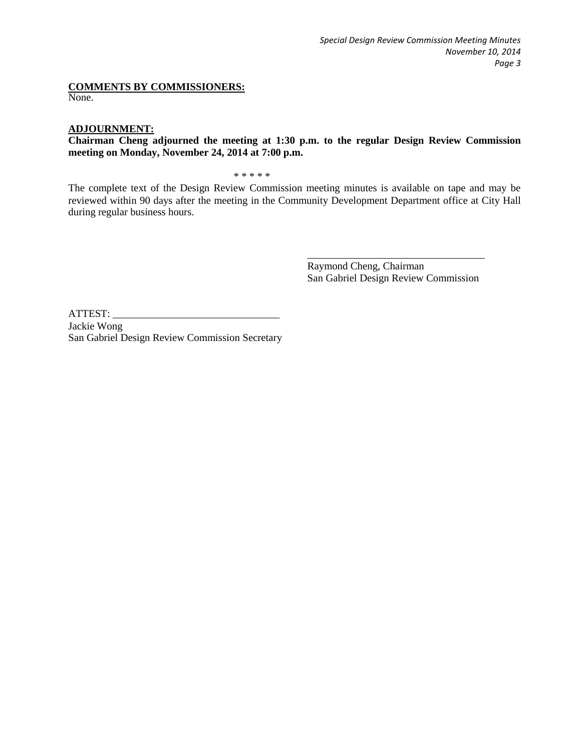**COMMENTS BY COMMISSIONERS:**

None.

**ADJOURNMENT:**

**Chairman Cheng adjourned the meeting at 1:30 p.m. to the regular Design Review Commission meeting on Monday, November 24, 2014 at 7:00 p.m.**

* * * * *

The complete text of the Design Review Commission meeting minutes is available on tape and may be reviewed within 90 days after the meeting in the Community Development Department office at City Hall during regular business hours.

\_\_\_\_\_\_\_\_\_\_\_\_\_\_\_\_\_\_\_\_\_\_\_\_\_\_\_\_\_\_\_\_\_\_\_

Raymond Cheng, Chairman
San Gabriel Design Review Commission

ATTEST: \_\_\_\_\_\_\_\_\_\_\_\_\_\_\_\_\_\_\_\_\_\_\_\_\_\_\_\_\_\_\_\_\_

Jackie Wong
San Gabriel Design Review Commission Secretary